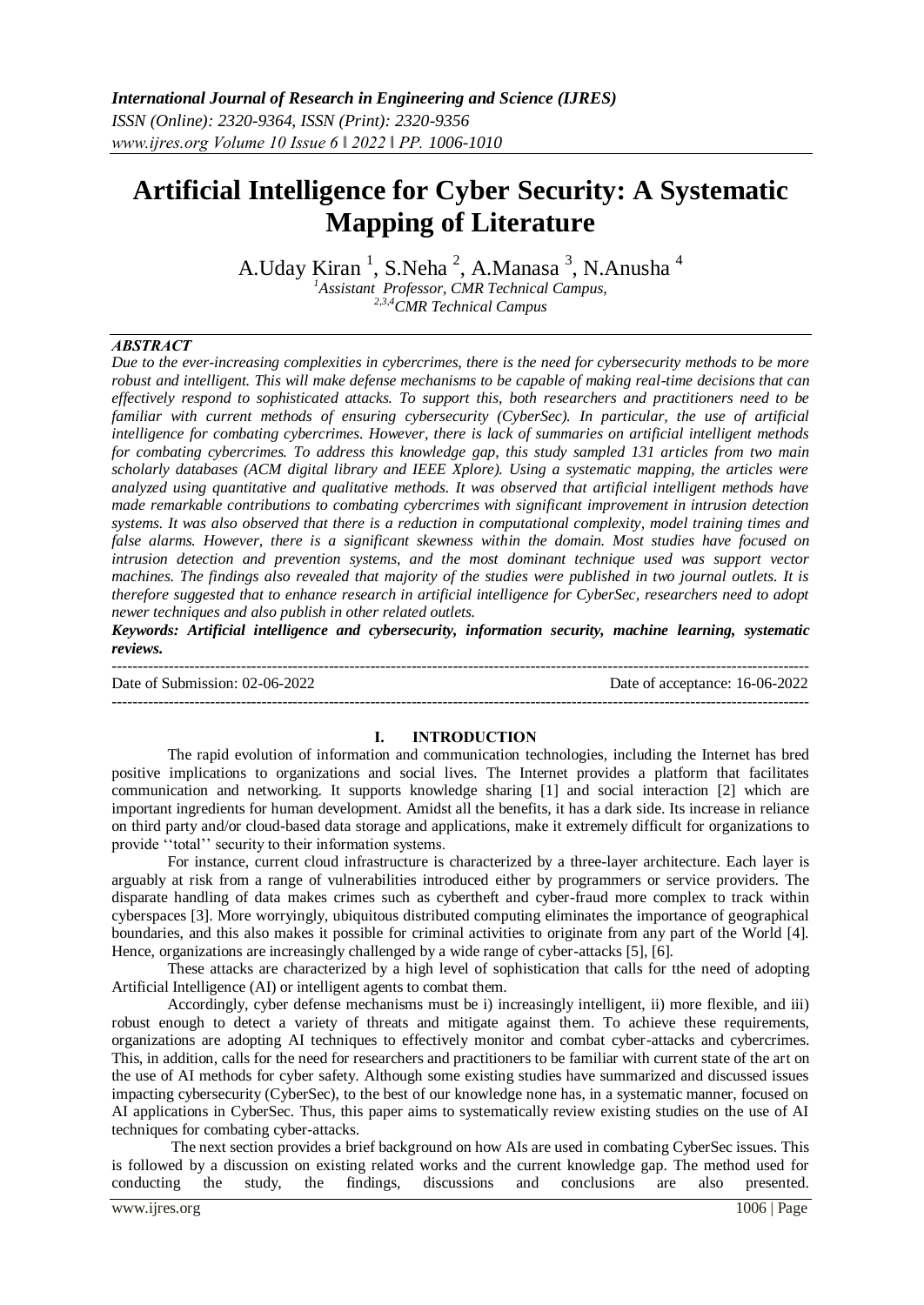# Artificial Intelligence for Cyber Security: A Systematic Mapping of Literature

A.Uday Kiran [1], S.Neha [2], A.Manasa [3], N.Anusha [4]

[1]Assistant Professor, CMR Technical Campus,
[2,3,4]CMR Technical Campus

### *ABSTRACT*

*Due to the ever-increasing complexities in cybercrimes, there is the need for cybersecurity methods to be more robust and intelligent. This will make defense mechanisms to be capable of making real-time decisions that can effectively respond to sophisticated attacks. To support this, both researchers and practitioners need to be familiar with current methods of ensuring cybersecurity (CyberSec). In particular, the use of artificial intelligence for combating cybercrimes. However, there is lack of summaries on artificial intelligent methods for combating cybercrimes. To address this knowledge gap, this study sampled 131 articles from two main scholarly databases (ACM digital library and IEEE Xplore). Using a systematic mapping, the articles were analyzed using quantitative and qualitative methods. It was observed that artificial intelligent methods have made remarkable contributions to combating cybercrimes with significant improvement in intrusion detection systems. It was also observed that there is a reduction in computational complexity, model training times and false alarms. However, there is a significant skewness within the domain. Most studies have focused on intrusion detection and prevention systems, and the most dominant technique used was support vector machines. The findings also revealed that majority of the studies were published in two journal outlets. It is therefore suggested that to enhance research in artificial intelligence for CyberSec, researchers need to adopt newer techniques and also publish in other related outlets.*

***Keywords: Artificial intelligence and cybersecurity, information security, machine learning, systematic reviews.***

---

Date of Submission: 02-06-2022 Date of acceptance: 16-06-2022

---

## I. INTRODUCTION

The rapid evolution of information and communication technologies, including the Internet has bred positive implications to organizations and social lives. The Internet provides a platform that facilitates communication and networking. It supports knowledge sharing [1] and social interaction [2] which are important ingredients for human development. Amidst all the benefits, it has a dark side. Its increase in reliance on third party and/or cloud-based data storage and applications, make it extremely difficult for organizations to provide ''total'' security to their information systems.

For instance, current cloud infrastructure is characterized by a three-layer architecture. Each layer is arguably at risk from a range of vulnerabilities introduced either by programmers or service providers. The disparate handling of data makes crimes such as cybertheft and cyber-fraud more complex to track within cyberspaces [3]. More worryingly, ubiquitous distributed computing eliminates the importance of geographical boundaries, and this also makes it possible for criminal activities to originate from any part of the World [4]. Hence, organizations are increasingly challenged by a wide range of cyber-attacks [5], [6].

These attacks are characterized by a high level of sophistication that calls for tthe need of adopting Artificial Intelligence (AI) or intelligent agents to combat them.

Accordingly, cyber defense mechanisms must be i) increasingly intelligent, ii) more flexible, and iii) robust enough to detect a variety of threats and mitigate against them. To achieve these requirements, organizations are adopting AI techniques to effectively monitor and combat cyber-attacks and cybercrimes. This, in addition, calls for the need for researchers and practitioners to be familiar with current state of the art on the use of AI methods for cyber safety. Although some existing studies have summarized and discussed issues impacting cybersecurity (CyberSec), to the best of our knowledge none has, in a systematic manner, focused on AI applications in CyberSec. Thus, this paper aims to systematically review existing studies on the use of AI techniques for combating cyber-attacks.

The next section provides a brief background on how AIs are used in combating CyberSec issues. This is followed by a discussion on existing related works and the current knowledge gap. The method used for conducting the study, the findings, discussions and conclusions are also presented.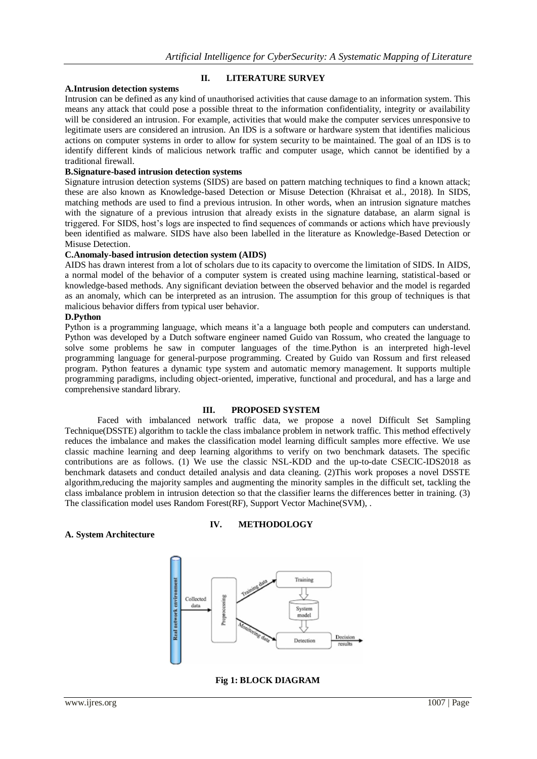## II. LITERATURE SURVEY

### A.Intrusion detection systems

Intrusion can be defined as any kind of unauthorised activities that cause damage to an information system. This means any attack that could pose a possible threat to the information confidentiality, integrity or availability will be considered an intrusion. For example, activities that would make the computer services unresponsive to legitimate users are considered an intrusion. An IDS is a software or hardware system that identifies malicious actions on computer systems in order to allow for system security to be maintained. The goal of an IDS is to identify different kinds of malicious network traffic and computer usage, which cannot be identified by a traditional firewall.

### B.Signature-based intrusion detection systems

Signature intrusion detection systems (SIDS) are based on pattern matching techniques to find a known attack; these are also known as Knowledge-based Detection or Misuse Detection (Khraisat et al., 2018). In SIDS, matching methods are used to find a previous intrusion. In other words, when an intrusion signature matches with the signature of a previous intrusion that already exists in the signature database, an alarm signal is triggered. For SIDS, host's logs are inspected to find sequences of commands or actions which have previously been identified as malware. SIDS have also been labelled in the literature as Knowledge-Based Detection or Misuse Detection.

### C.Anomaly-based intrusion detection system (AIDS)

AIDS has drawn interest from a lot of scholars due to its capacity to overcome the limitation of SIDS. In AIDS, a normal model of the behavior of a computer system is created using machine learning, statistical-based or knowledge-based methods. Any significant deviation between the observed behavior and the model is regarded as an anomaly, which can be interpreted as an intrusion. The assumption for this group of techniques is that malicious behavior differs from typical user behavior.

### D.Python

Python is a programming language, which means it'a a language both people and computers can understand. Python was developed by a Dutch software engineer named Guido van Rossum, who created the language to solve some problems he saw in computer languages of the time.Python is an interpreted high-level programming language for general-purpose programming. Created by Guido van Rossum and first released program. Python features a dynamic type system and automatic memory management. It supports multiple programming paradigms, including object-oriented, imperative, functional and procedural, and has a large and comprehensive standard library.

## III. PROPOSED SYSTEM

Faced with imbalanced network traffic data, we propose a novel Difficult Set Sampling Technique(DSSTE) algorithm to tackle the class imbalance problem in network traffic. This method effectively reduces the imbalance and makes the classification model learning difficult samples more effective. We use classic machine learning and deep learning algorithms to verify on two benchmark datasets. The specific contributions are as follows. (1) We use the classic NSL-KDD and the up-to-date CSECIC-IDS2018 as benchmark datasets and conduct detailed analysis and data cleaning. (2)This work proposes a novel DSSTE algorithm,reducing the majority samples and augmenting the minority samples in the difficult set, tackling the class imbalance problem in intrusion detection so that the classifier learns the differences better in training. (3) The classification model uses Random Forest(RF), Support Vector Machine(SVM), .

## IV. METHODOLOGY

### A. System Architecture

Fig 1: BLOCK DIAGRAM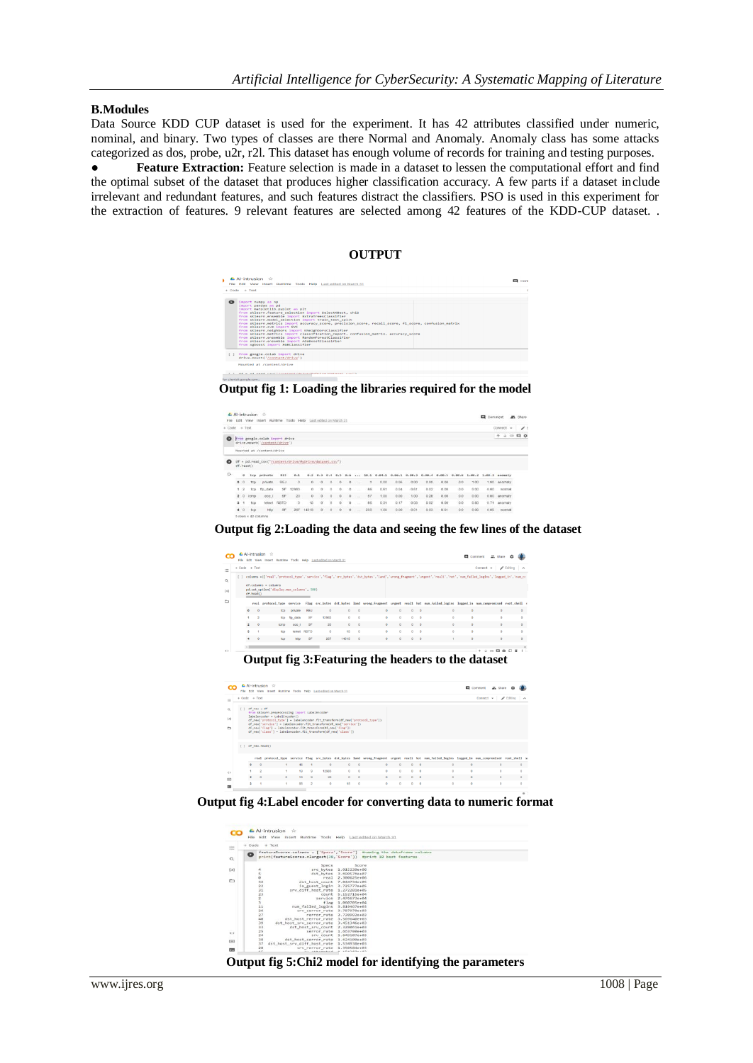**B.Modules**

Data Source KDD CUP dataset is used for the experiment. It has 42 attributes classified under numeric, nominal, and binary. Two types of classes are there Normal and Anomaly. Anomaly class has some attacks categorized as dos, probe, u2r, r2l. This dataset has enough volume of records for training and testing purposes.

- **Feature Extraction:** Feature selection is made in a dataset to lessen the computational effort and find the optimal subset of the dataset that produces higher classification accuracy. A few parts if a dataset include irrelevant and redundant features, and such features distract the classifiers. PSO is used in this experiment for the extraction of features. 9 relevant features are selected among 42 features of the KDD-CUP dataset. .

**OUTPUT**

**Output fig 1: Loading the libraries required for the model**

**Output fig 2:Loading the data and seeing the few lines of the dataset**

**Output fig 3:Featuring the headers to the dataset**

**Output fig 4:Label encoder for converting data to numeric format**

**Output fig 5:Chi2 model for identifying the parameters**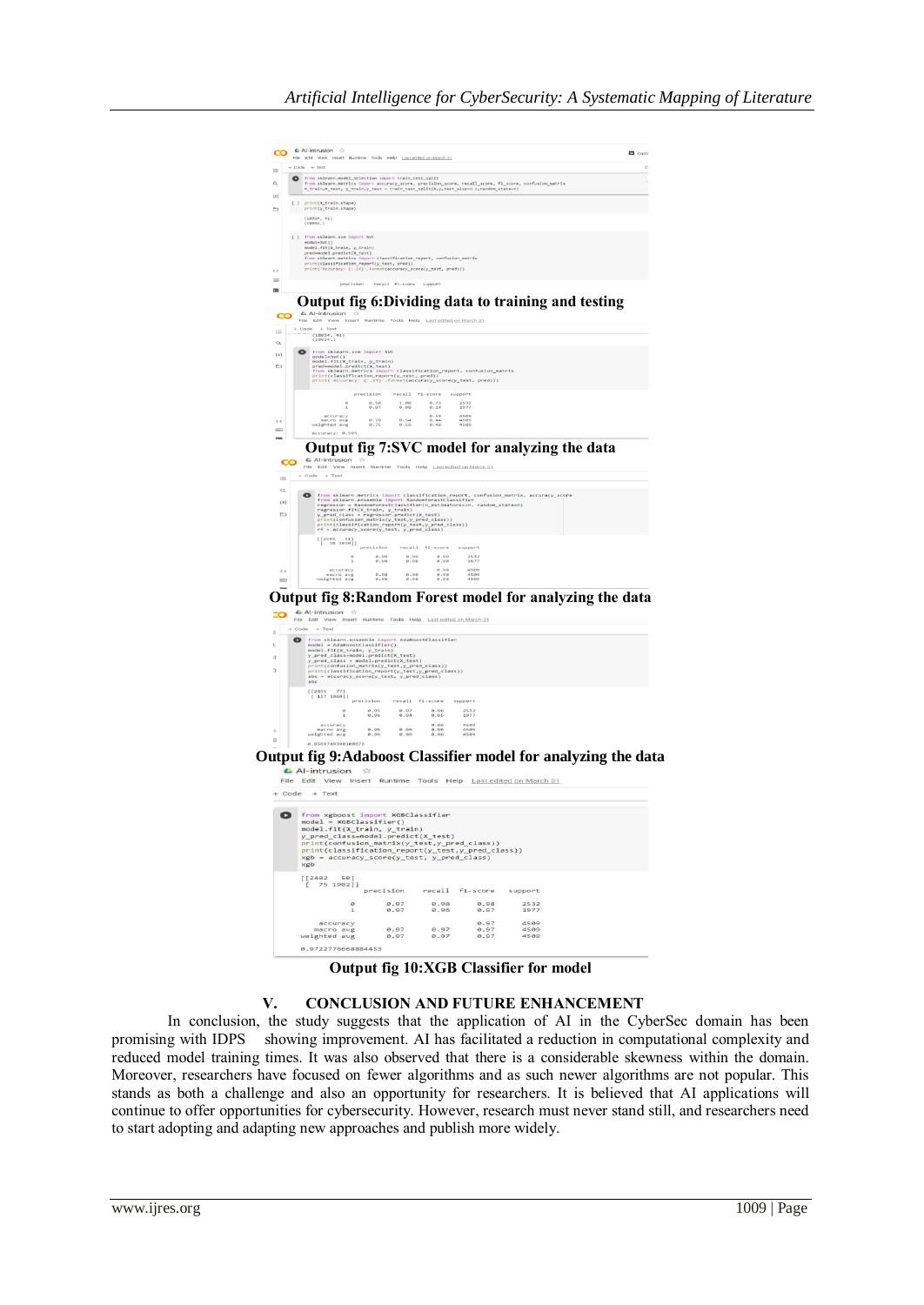Output fig 6:Dividing data to training and testing

Output fig 7:SVC model for analyzing the data

Output fig 8:Random Forest model for analyzing the data

Output fig 9:Adaboost Classifier model for analyzing the data

Output fig 10:XGB Classifier for model

## V. CONCLUSION AND FUTURE ENHANCEMENT

In conclusion, the study suggests that the application of AI in the CyberSec domain has been promising with IDPS showing improvement. AI has facilitated a reduction in computational complexity and reduced model training times. It was also observed that there is a considerable skewness within the domain. Moreover, researchers have focused on fewer algorithms and as such newer algorithms are not popular. This stands as both a challenge and also an opportunity for researchers. It is believed that AI applications will continue to offer opportunities for cybersecurity. However, research must never stand still, and researchers need to start adopting and adapting new approaches and publish more widely.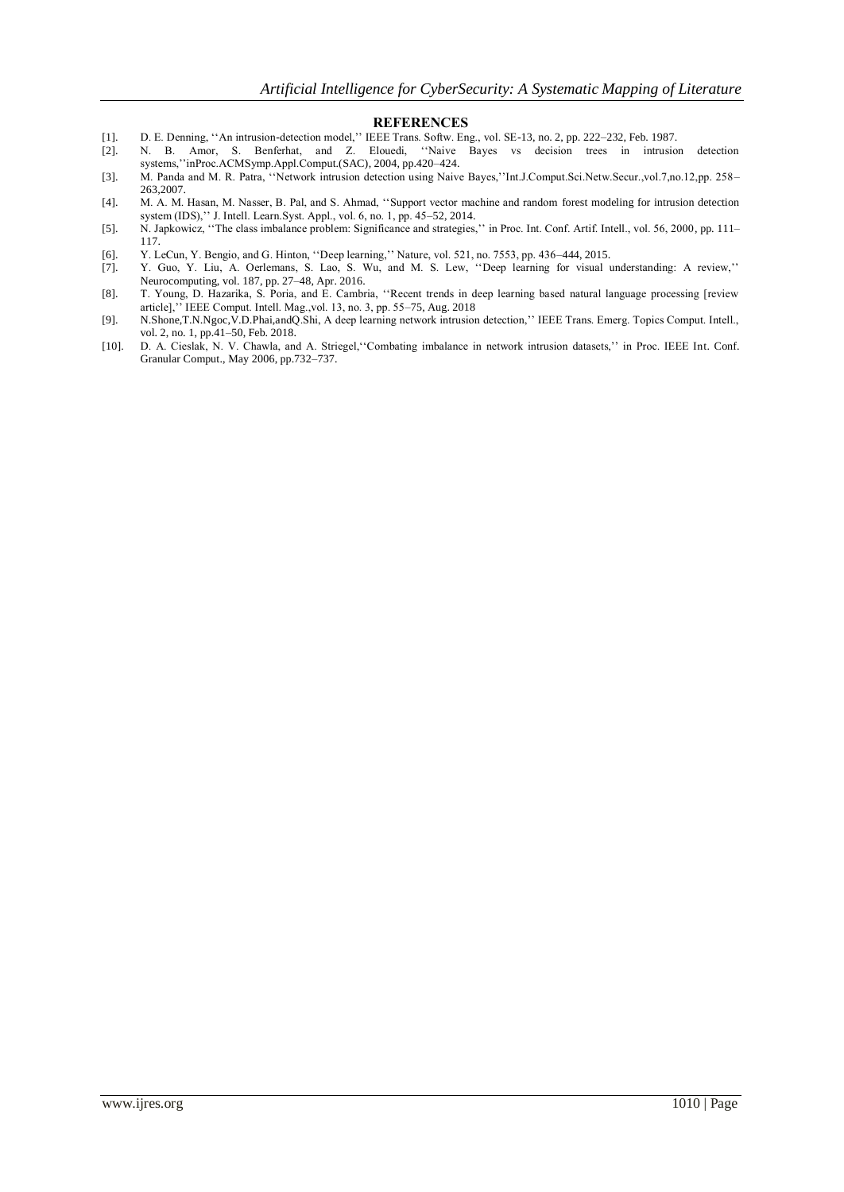## REFERENCES

[1]. D. E. Denning, ''An intrusion-detection model,'' IEEE Trans. Softw. Eng., vol. SE-13, no. 2, pp. 222–232, Feb. 1987.

[2]. N. B. Amor, S. Benferhat, and Z. Elouedi, ''Naive Bayes vs decision trees in intrusion detection systems,''inProc.ACMSymp.Appl.Comput.(SAC), 2004, pp.420–424.

[3]. M. Panda and M. R. Patra, ''Network intrusion detection using Naive Bayes,''Int.J.Comput.Sci.Netw.Secur.,vol.7,no.12,pp. 258–263,2007.

[4]. M. A. M. Hasan, M. Nasser, B. Pal, and S. Ahmad, ''Support vector machine and random forest modeling for intrusion detection system (IDS),'' J. Intell. Learn.Syst. Appl., vol. 6, no. 1, pp. 45–52, 2014.

[5]. N. Japkowicz, ''The class imbalance problem: Significance and strategies,'' in Proc. Int. Conf. Artif. Intell., vol. 56, 2000, pp. 111–117.

[6]. Y. LeCun, Y. Bengio, and G. Hinton, ''Deep learning,'' Nature, vol. 521, no. 7553, pp. 436–444, 2015.

[7]. Y. Guo, Y. Liu, A. Oerlemans, S. Lao, S. Wu, and M. S. Lew, ''Deep learning for visual understanding: A review,'' Neurocomputing, vol. 187, pp. 27–48, Apr. 2016.

[8]. T. Young, D. Hazarika, S. Poria, and E. Cambria, ''Recent trends in deep learning based natural language processing [review article],'' IEEE Comput. Intell. Mag.,vol. 13, no. 3, pp. 55–75, Aug. 2018

[9]. N.Shone,T.N.Ngoc,V.D.Phai,andQ.Shi, A deep learning network intrusion detection,'' IEEE Trans. Emerg. Topics Comput. Intell., vol. 2, no. 1, pp.41–50, Feb. 2018.

[10]. D. A. Cieslak, N. V. Chawla, and A. Striegel,''Combating imbalance in network intrusion datasets,'' in Proc. IEEE Int. Conf. Granular Comput., May 2006, pp.732–737.